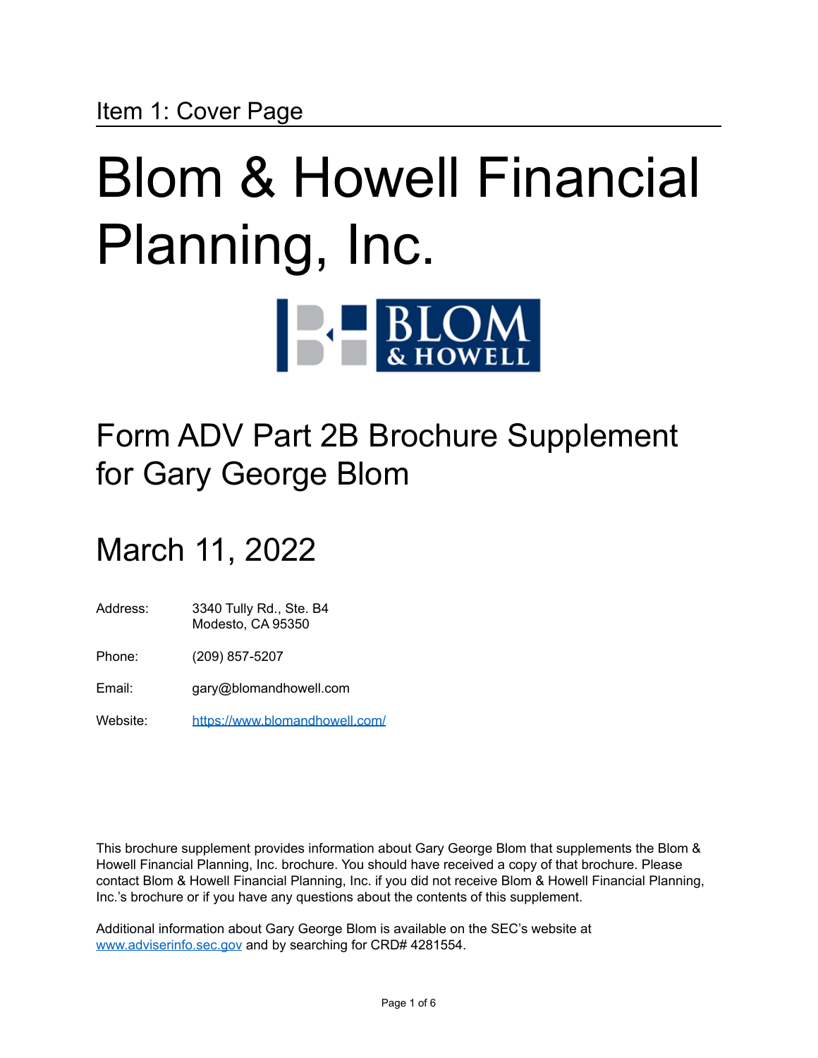## Item 1: Cover Page

# Blom & Howell Financial Planning, Inc.

## Form ADV Part 2B Brochure Supplement for Gary George Blom

## March 11, 2022

| | |
|---|---|
| Address: | 3340 Tully Rd., Ste. B4<br>Modesto, CA 95350 |
| Phone: | (209) 857-5207 |
| Email: | gary@blomandhowell.com |
| Website: | https://www.blomandhowell.com/ |

This brochure supplement provides information about Gary George Blom that supplements the Blom & Howell Financial Planning, Inc. brochure. You should have received a copy of that brochure. Please contact Blom & Howell Financial Planning, Inc. if you did not receive Blom & Howell Financial Planning, Inc.'s brochure or if you have any questions about the contents of this supplement.

Additional information about Gary George Blom is available on the SEC's website at www.adviserinfo.sec.gov and by searching for CRD# 4281554.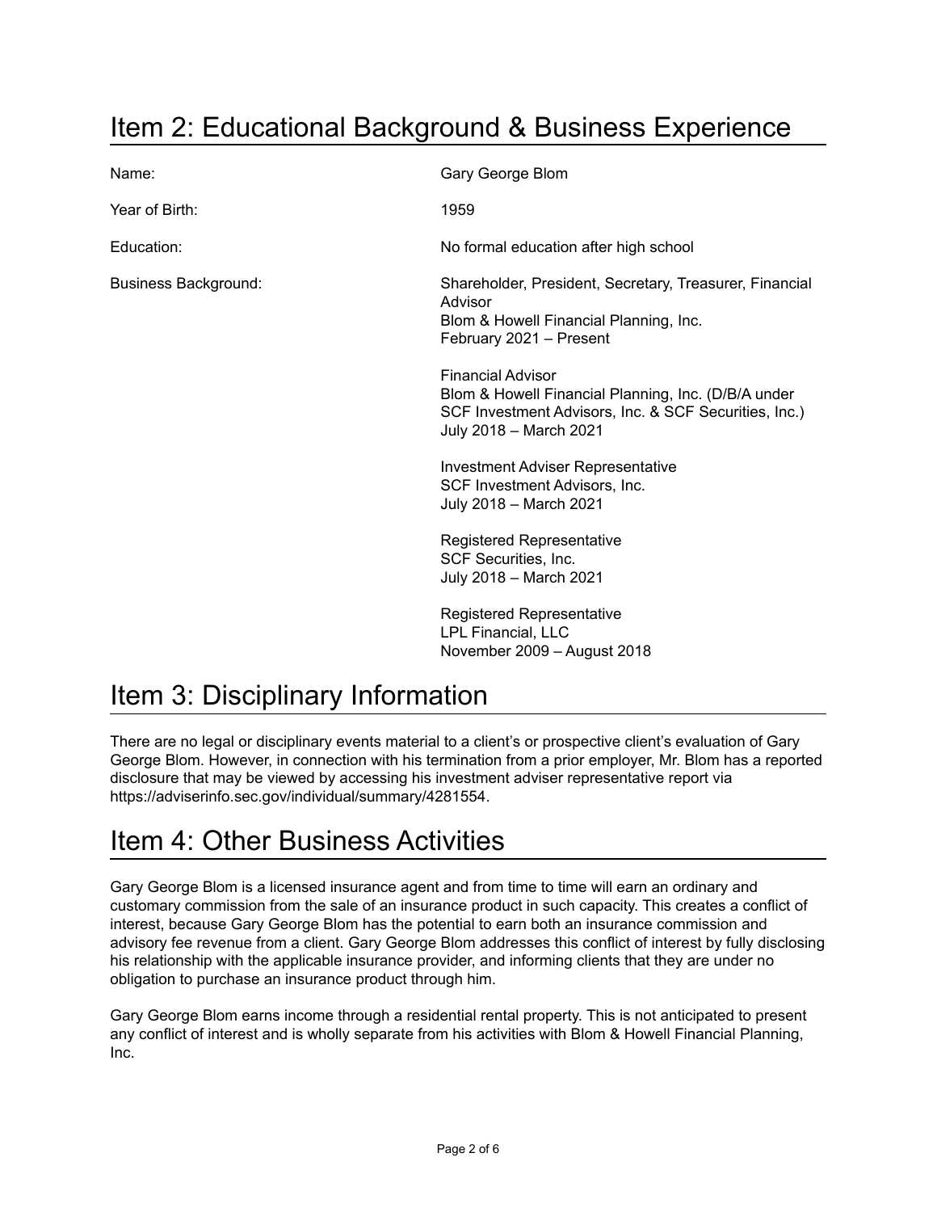# Item 2: Educational Background & Business Experience

| | |
|---|---|
| Name: | Gary George Blom |
| Year of Birth: | 1959 |
| Education: | No formal education after high school |
| Business Background: | Shareholder, President, Secretary, Treasurer, Financial Advisor<br>Blom & Howell Financial Planning, Inc.<br>February 2021 – Present |
| | Financial Advisor<br>Blom & Howell Financial Planning, Inc. (D/B/A under SCF Investment Advisors, Inc. & SCF Securities, Inc.)<br>July 2018 – March 2021 |
| | Investment Adviser Representative<br>SCF Investment Advisors, Inc.<br>July 2018 – March 2021 |
| | Registered Representative<br>SCF Securities, Inc.<br>July 2018 – March 2021 |
| | Registered Representative<br>LPL Financial, LLC<br>November 2009 – August 2018 |

# Item 3: Disciplinary Information

There are no legal or disciplinary events material to a client's or prospective client's evaluation of Gary George Blom. However, in connection with his termination from a prior employer, Mr. Blom has a reported disclosure that may be viewed by accessing his investment adviser representative report via https://adviserinfo.sec.gov/individual/summary/4281554.

# Item 4: Other Business Activities

Gary George Blom is a licensed insurance agent and from time to time will earn an ordinary and customary commission from the sale of an insurance product in such capacity. This creates a conflict of interest, because Gary George Blom has the potential to earn both an insurance commission and advisory fee revenue from a client. Gary George Blom addresses this conflict of interest by fully disclosing his relationship with the applicable insurance provider, and informing clients that they are under no obligation to purchase an insurance product through him.

Gary George Blom earns income through a residential rental property. This is not anticipated to present any conflict of interest and is wholly separate from his activities with Blom & Howell Financial Planning, Inc.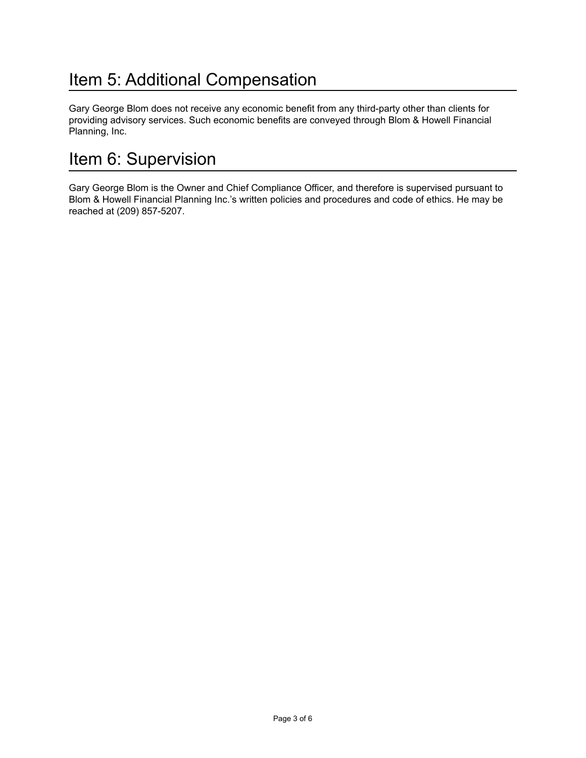# Item 5: Additional Compensation

Gary George Blom does not receive any economic benefit from any third-party other than clients for providing advisory services. Such economic benefits are conveyed through Blom & Howell Financial Planning, Inc.

# Item 6: Supervision

Gary George Blom is the Owner and Chief Compliance Officer, and therefore is supervised pursuant to Blom & Howell Financial Planning Inc.'s written policies and procedures and code of ethics. He may be reached at (209) 857-5207.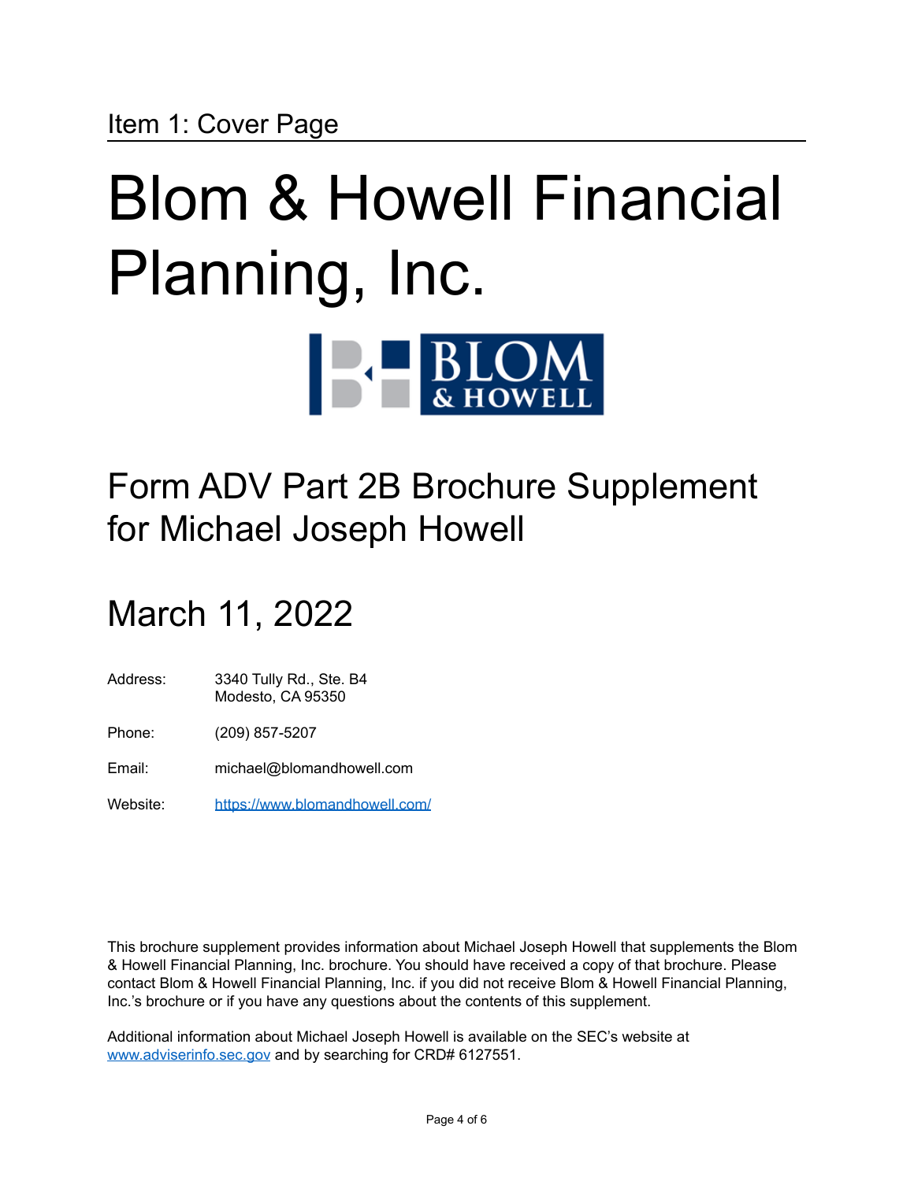## Item 1: Cover Page

# Blom & Howell Financial Planning, Inc.

## Form ADV Part 2B Brochure Supplement for Michael Joseph Howell

## March 11, 2022

| | |
|---|---|
| Address: | 3340 Tully Rd., Ste. B4<br>Modesto, CA 95350 |
| Phone: | (209) 857-5207 |
| Email: | michael@blomandhowell.com |
| Website: | [https://www.blomandhowell.com/](https://www.blomandhowell.com/) |

This brochure supplement provides information about Michael Joseph Howell that supplements the Blom & Howell Financial Planning, Inc. brochure. You should have received a copy of that brochure. Please contact Blom & Howell Financial Planning, Inc. if you did not receive Blom & Howell Financial Planning, Inc.'s brochure or if you have any questions about the contents of this supplement.

Additional information about Michael Joseph Howell is available on the SEC's website at [www.adviserinfo.sec.gov](www.adviserinfo.sec.gov) and by searching for CRD# 6127551.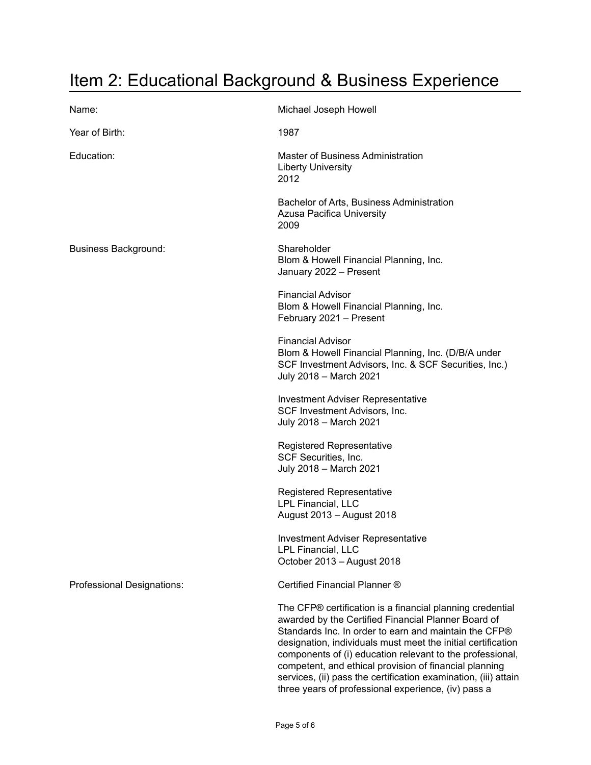# Item 2: Educational Background & Business Experience

**Name:** Michael Joseph Howell

**Year of Birth:** 1987

**Education:**

Master of Business Administration
Liberty University
2012

Bachelor of Arts, Business Administration
Azusa Pacifica University
2009

**Business Background:**

Shareholder
Blom & Howell Financial Planning, Inc.
January 2022 – Present

Financial Advisor
Blom & Howell Financial Planning, Inc.
February 2021 – Present

Financial Advisor
Blom & Howell Financial Planning, Inc. (D/B/A under SCF Investment Advisors, Inc. & SCF Securities, Inc.)
July 2018 – March 2021

Investment Adviser Representative
SCF Investment Advisors, Inc.
July 2018 – March 2021

Registered Representative
SCF Securities, Inc.
July 2018 – March 2021

Registered Representative
LPL Financial, LLC
August 2013 – August 2018

Investment Adviser Representative
LPL Financial, LLC
October 2013 – August 2018

**Professional Designations:**

Certified Financial Planner ®

The CFP® certification is a financial planning credential awarded by the Certified Financial Planner Board of Standards Inc. In order to earn and maintain the CFP® designation, individuals must meet the initial certification components of (i) education relevant to the professional, competent, and ethical provision of financial planning services, (ii) pass the certification examination, (iii) attain three years of professional experience, (iv) pass a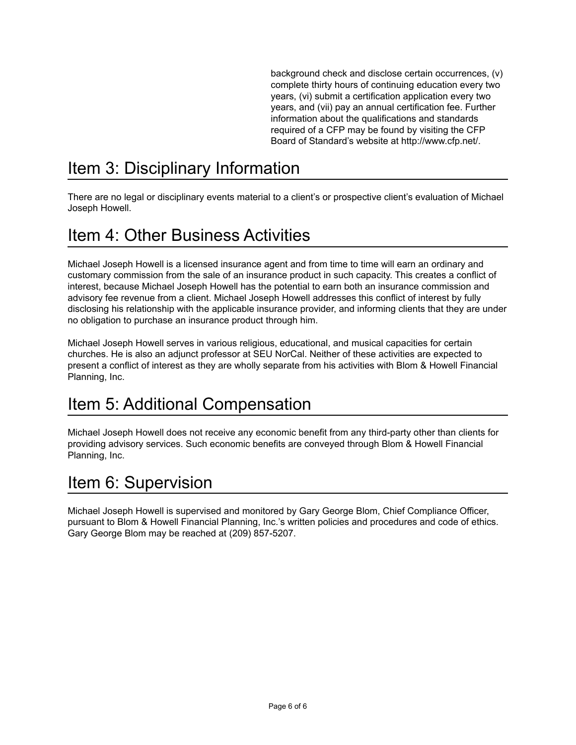background check and disclose certain occurrences, (v) complete thirty hours of continuing education every two years, (vi) submit a certification application every two years, and (vii) pay an annual certification fee. Further information about the qualifications and standards required of a CFP may be found by visiting the CFP Board of Standard's website at http://www.cfp.net/.

# Item 3: Disciplinary Information

There are no legal or disciplinary events material to a client's or prospective client's evaluation of Michael Joseph Howell.

# Item 4: Other Business Activities

Michael Joseph Howell is a licensed insurance agent and from time to time will earn an ordinary and customary commission from the sale of an insurance product in such capacity. This creates a conflict of interest, because Michael Joseph Howell has the potential to earn both an insurance commission and advisory fee revenue from a client. Michael Joseph Howell addresses this conflict of interest by fully disclosing his relationship with the applicable insurance provider, and informing clients that they are under no obligation to purchase an insurance product through him.

Michael Joseph Howell serves in various religious, educational, and musical capacities for certain churches. He is also an adjunct professor at SEU NorCal. Neither of these activities are expected to present a conflict of interest as they are wholly separate from his activities with Blom & Howell Financial Planning, Inc.

# Item 5: Additional Compensation

Michael Joseph Howell does not receive any economic benefit from any third-party other than clients for providing advisory services. Such economic benefits are conveyed through Blom & Howell Financial Planning, Inc.

# Item 6: Supervision

Michael Joseph Howell is supervised and monitored by Gary George Blom, Chief Compliance Officer, pursuant to Blom & Howell Financial Planning, Inc.'s written policies and procedures and code of ethics. Gary George Blom may be reached at (209) 857-5207.